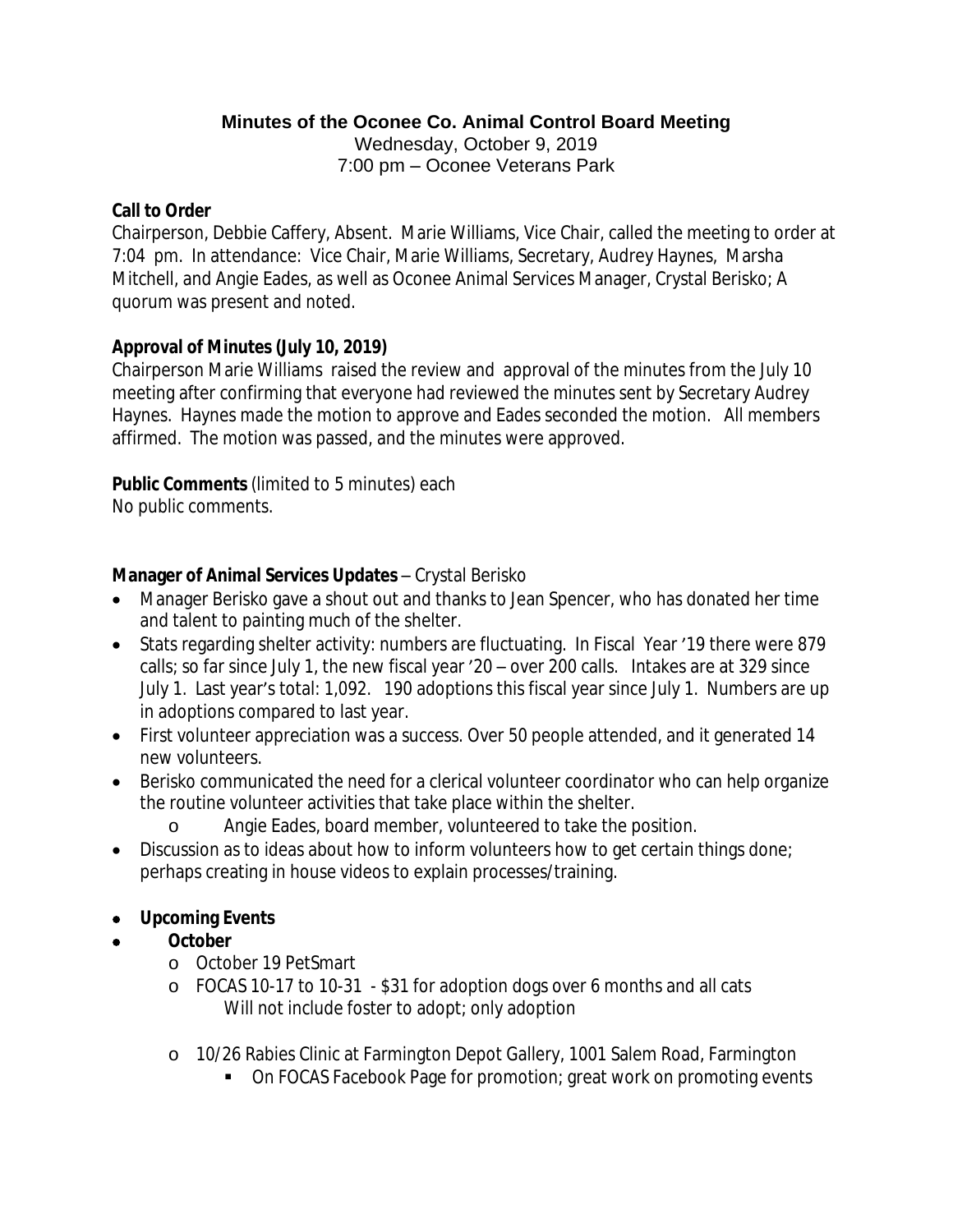# Minutes of the Oconee Co. Animal Control Board Meeting

Wednesday, October 9, 2019
7:00 pm – Oconee Veterans Park

**Call to Order**
Chairperson, Debbie Caffery, Absent. Marie Williams, Vice Chair, called the meeting to order at 7:04 pm. In attendance: Vice Chair, Marie Williams, Secretary, Audrey Haynes, Marsha Mitchell, and Angie Eades, as well as Oconee Animal Services Manager, Crystal Berisko; A quorum was present and noted.

**Approval of Minutes (July 10, 2019)**
Chairperson Marie Williams raised the review and approval of the minutes from the July 10 meeting after confirming that everyone had reviewed the minutes sent by Secretary Audrey Haynes. Haynes made the motion to approve and Eades seconded the motion. All members affirmed. The motion was passed, and the minutes were approved.

**Public Comments** (limited to 5 minutes) each
No public comments.

**Manager of Animal Services Updates** – Crystal Berisko

- Manager Berisko gave a shout out and thanks to Jean Spencer, who has donated her time and talent to painting much of the shelter.
- Stats regarding shelter activity: numbers are fluctuating. In Fiscal Year '19 there were 879 calls; so far since July 1, the new fiscal year '20 – over 200 calls. Intakes are at 329 since July 1. Last year's total: 1,092. 190 adoptions this fiscal year since July 1. Numbers are up in adoptions compared to last year.
- First volunteer appreciation was a success. Over 50 people attended, and it generated 14 new volunteers.
- Berisko communicated the need for a clerical volunteer coordinator who can help organize the routine volunteer activities that take place within the shelter.
  - Angie Eades, board member, volunteered to take the position.
- Discussion as to ideas about how to inform volunteers how to get certain things done; perhaps creating in house videos to explain processes/training.

- **Upcoming Events**
- **October**
  - October 19 PetSmart
  - FOCAS 10-17 to 10-31 - $31 for adoption dogs over 6 months and all cats
    Will not include foster to adopt; only adoption
  - 10/26 Rabies Clinic at Farmington Depot Gallery, 1001 Salem Road, Farmington
    - On FOCAS Facebook Page for promotion; great work on promoting events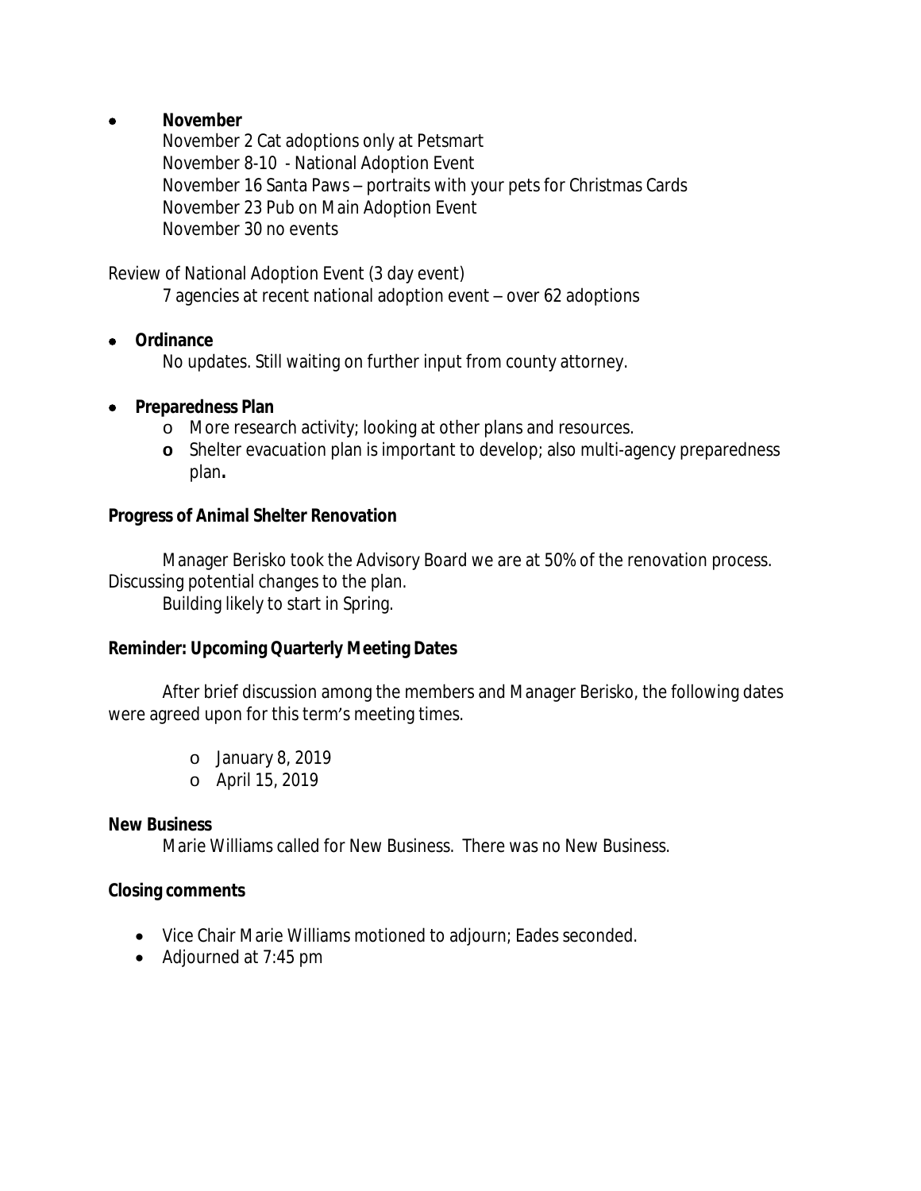- **November**

  November 2 Cat adoptions only at Petsmart
  November 8-10 - National Adoption Event
  November 16 Santa Paws – portraits with your pets for Christmas Cards
  November 23 Pub on Main Adoption Event
  November 30 no events

Review of National Adoption Event (3 day event)

  7 agencies at recent national adoption event – over 62 adoptions

- **Ordinance**

  No updates. Still waiting on further input from county attorney.

- **Preparedness Plan**
  - More research activity; looking at other plans and resources.
  - Shelter evacuation plan is important to develop; also multi-agency preparedness plan**.**

**Progress of Animal Shelter Renovation**

Manager Berisko took the Advisory Board we are at 50% of the renovation process. Discussing potential changes to the plan.

Building likely to start in Spring.

**Reminder: Upcoming Quarterly Meeting Dates**

After brief discussion among the members and Manager Berisko, the following dates were agreed upon for this term's meeting times.

- January 8, 2019
- April 15, 2019

**New Business**

Marie Williams called for New Business. There was no New Business.

**Closing comments**

- Vice Chair Marie Williams motioned to adjourn; Eades seconded.
- Adjourned at 7:45 pm